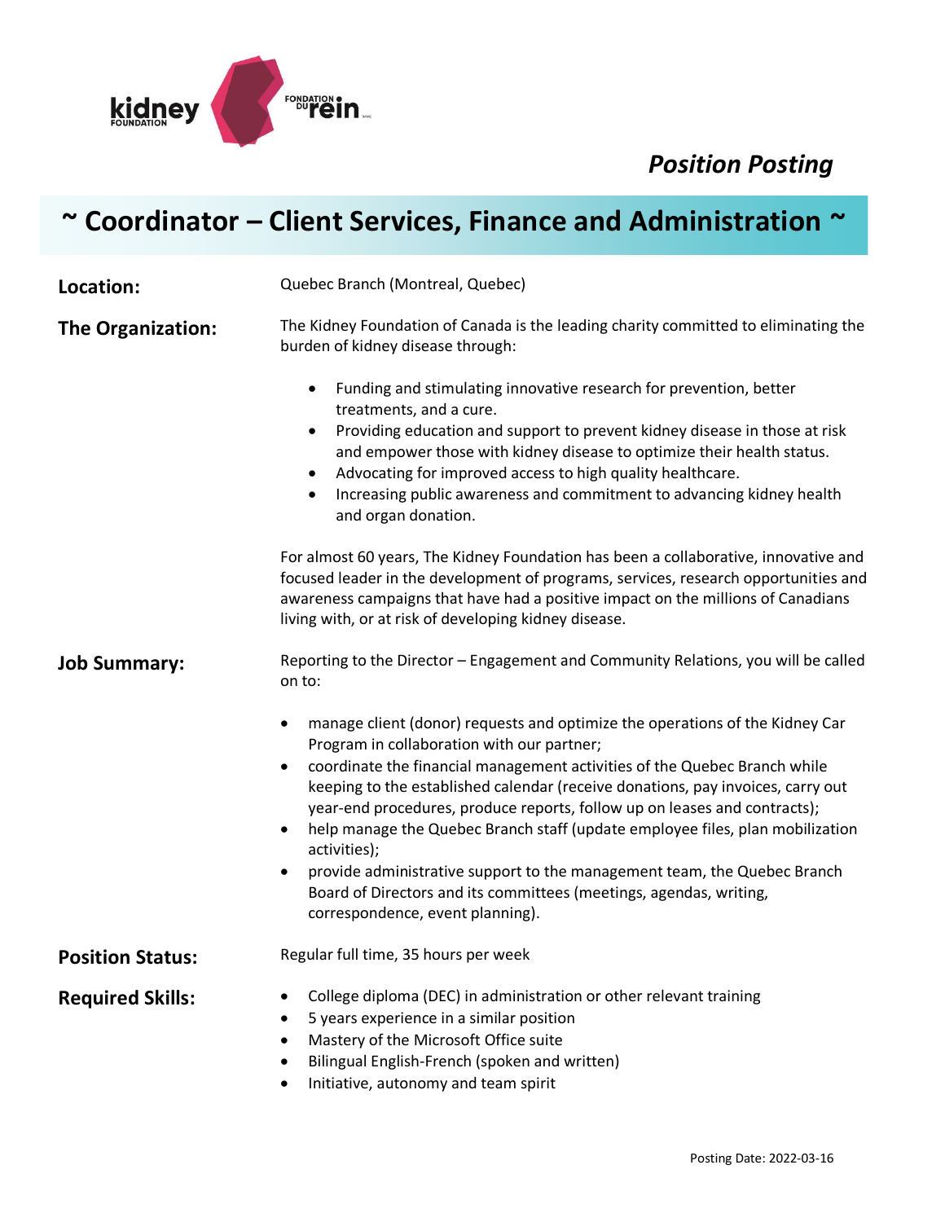kidney FOUNDATION | FONDATION DU rein

*Position Posting*

# ~ Coordinator – Client Services, Finance and Administration ~

**Location:**

Quebec Branch (Montreal, Quebec)

**The Organization:**

The Kidney Foundation of Canada is the leading charity committed to eliminating the burden of kidney disease through:

- Funding and stimulating innovative research for prevention, better treatments, and a cure.
- Providing education and support to prevent kidney disease in those at risk and empower those with kidney disease to optimize their health status.
- Advocating for improved access to high quality healthcare.
- Increasing public awareness and commitment to advancing kidney health and organ donation.

For almost 60 years, The Kidney Foundation has been a collaborative, innovative and focused leader in the development of programs, services, research opportunities and awareness campaigns that have had a positive impact on the millions of Canadians living with, or at risk of developing kidney disease.

**Job Summary:**

Reporting to the Director – Engagement and Community Relations, you will be called on to:

- manage client (donor) requests and optimize the operations of the Kidney Car Program in collaboration with our partner;
- coordinate the financial management activities of the Quebec Branch while keeping to the established calendar (receive donations, pay invoices, carry out year-end procedures, produce reports, follow up on leases and contracts);
- help manage the Quebec Branch staff (update employee files, plan mobilization activities);
- provide administrative support to the management team, the Quebec Branch Board of Directors and its committees (meetings, agendas, writing, correspondence, event planning).

**Position Status:**

Regular full time, 35 hours per week

**Required Skills:**

- College diploma (DEC) in administration or other relevant training
- 5 years experience in a similar position
- Mastery of the Microsoft Office suite
- Bilingual English-French (spoken and written)
- Initiative, autonomy and team spirit

Posting Date: 2022-03-16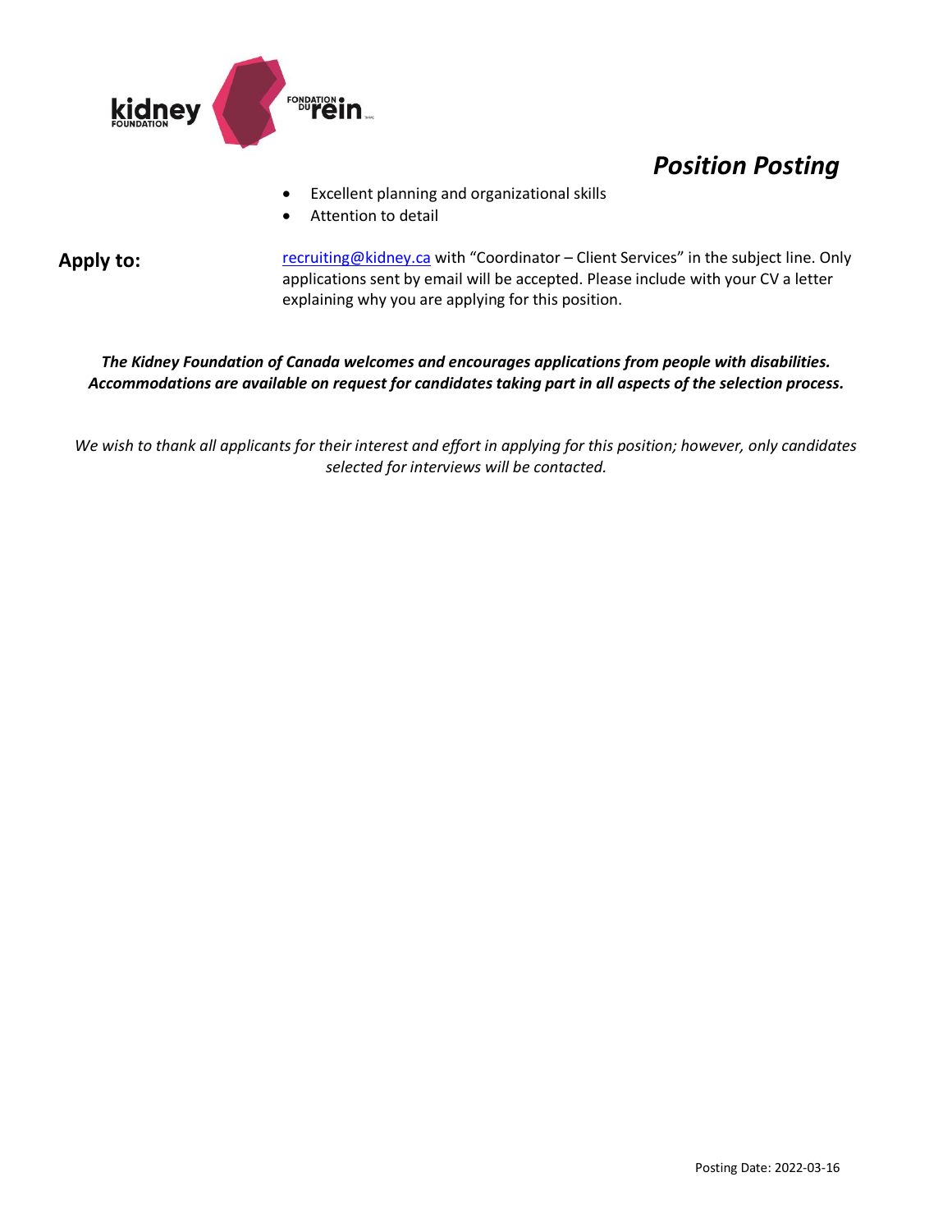*Position Posting*

- Excellent planning and organizational skills
- Attention to detail

**Apply to:** recruiting@kidney.ca with "Coordinator – Client Services" in the subject line. Only applications sent by email will be accepted. Please include with your CV a letter explaining why you are applying for this position.

***The Kidney Foundation of Canada welcomes and encourages applications from people with disabilities. Accommodations are available on request for candidates taking part in all aspects of the selection process.***

*We wish to thank all applicants for their interest and effort in applying for this position; however, only candidates selected for interviews will be contacted.*

Posting Date: 2022-03-16